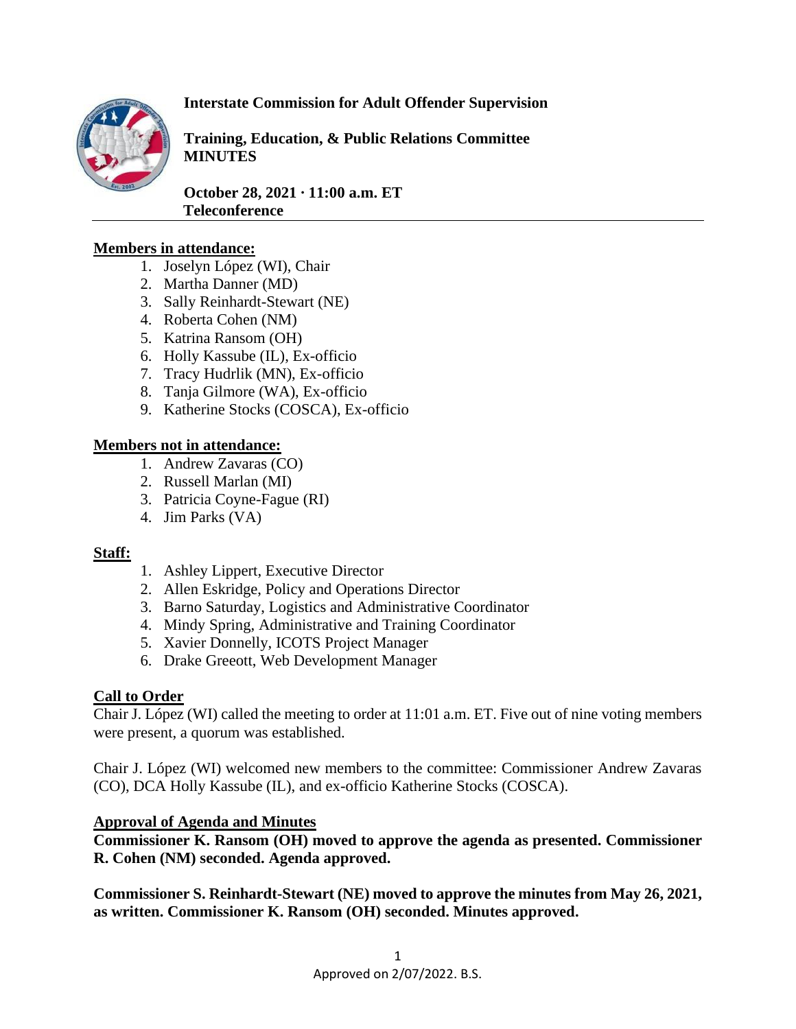**Interstate Commission for Adult Offender Supervision**

**Training, Education, & Public Relations Committee MINUTES**

**October 28, 2021 · 11:00 a.m. ET Teleconference**

---

**Members in attendance:**

1. Joselyn López (WI), Chair
2. Martha Danner (MD)
3. Sally Reinhardt-Stewart (NE)
4. Roberta Cohen (NM)
5. Katrina Ransom (OH)
6. Holly Kassube (IL), Ex-officio
7. Tracy Hudrlik (MN), Ex-officio
8. Tanja Gilmore (WA), Ex-officio
9. Katherine Stocks (COSCA), Ex-officio

**Members not in attendance:**

1. Andrew Zavaras (CO)
2. Russell Marlan (MI)
3. Patricia Coyne-Fague (RI)
4. Jim Parks (VA)

**Staff:**

1. Ashley Lippert, Executive Director
2. Allen Eskridge, Policy and Operations Director
3. Barno Saturday, Logistics and Administrative Coordinator
4. Mindy Spring, Administrative and Training Coordinator
5. Xavier Donnelly, ICOTS Project Manager
6. Drake Greeott, Web Development Manager

**Call to Order**

Chair J. López (WI) called the meeting to order at 11:01 a.m. ET. Five out of nine voting members were present, a quorum was established.

Chair J. López (WI) welcomed new members to the committee: Commissioner Andrew Zavaras (CO), DCA Holly Kassube (IL), and ex-officio Katherine Stocks (COSCA).

**Approval of Agenda and Minutes**

**Commissioner K. Ransom (OH) moved to approve the agenda as presented. Commissioner R. Cohen (NM) seconded. Agenda approved.**

**Commissioner S. Reinhardt-Stewart (NE) moved to approve the minutes from May 26, 2021, as written. Commissioner K. Ransom (OH) seconded. Minutes approved.**

Approved on 2/07/2022. B.S.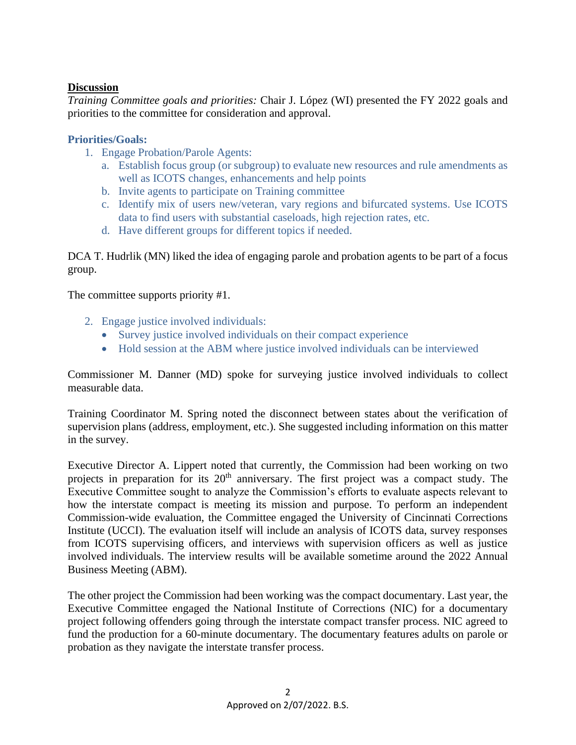**Discussion**

*Training Committee goals and priorities:* Chair J. López (WI) presented the FY 2022 goals and priorities to the committee for consideration and approval.

**Priorities/Goals:**

1. Engage Probation/Parole Agents:
   a. Establish focus group (or subgroup) to evaluate new resources and rule amendments as well as ICOTS changes, enhancements and help points
   b. Invite agents to participate on Training committee
   c. Identify mix of users new/veteran, vary regions and bifurcated systems. Use ICOTS data to find users with substantial caseloads, high rejection rates, etc.
   d. Have different groups for different topics if needed.

DCA T. Hudrlik (MN) liked the idea of engaging parole and probation agents to be part of a focus group.

The committee supports priority #1.

2. Engage justice involved individuals:
   - Survey justice involved individuals on their compact experience
   - Hold session at the ABM where justice involved individuals can be interviewed

Commissioner M. Danner (MD) spoke for surveying justice involved individuals to collect measurable data.

Training Coordinator M. Spring noted the disconnect between states about the verification of supervision plans (address, employment, etc.). She suggested including information on this matter in the survey.

Executive Director A. Lippert noted that currently, the Commission had been working on two projects in preparation for its 20th anniversary. The first project was a compact study. The Executive Committee sought to analyze the Commission's efforts to evaluate aspects relevant to how the interstate compact is meeting its mission and purpose. To perform an independent Commission-wide evaluation, the Committee engaged the University of Cincinnati Corrections Institute (UCCI). The evaluation itself will include an analysis of ICOTS data, survey responses from ICOTS supervising officers, and interviews with supervision officers as well as justice involved individuals. The interview results will be available sometime around the 2022 Annual Business Meeting (ABM).

The other project the Commission had been working was the compact documentary. Last year, the Executive Committee engaged the National Institute of Corrections (NIC) for a documentary project following offenders going through the interstate compact transfer process. NIC agreed to fund the production for a 60-minute documentary. The documentary features adults on parole or probation as they navigate the interstate transfer process.

Approved on 2/07/2022. B.S.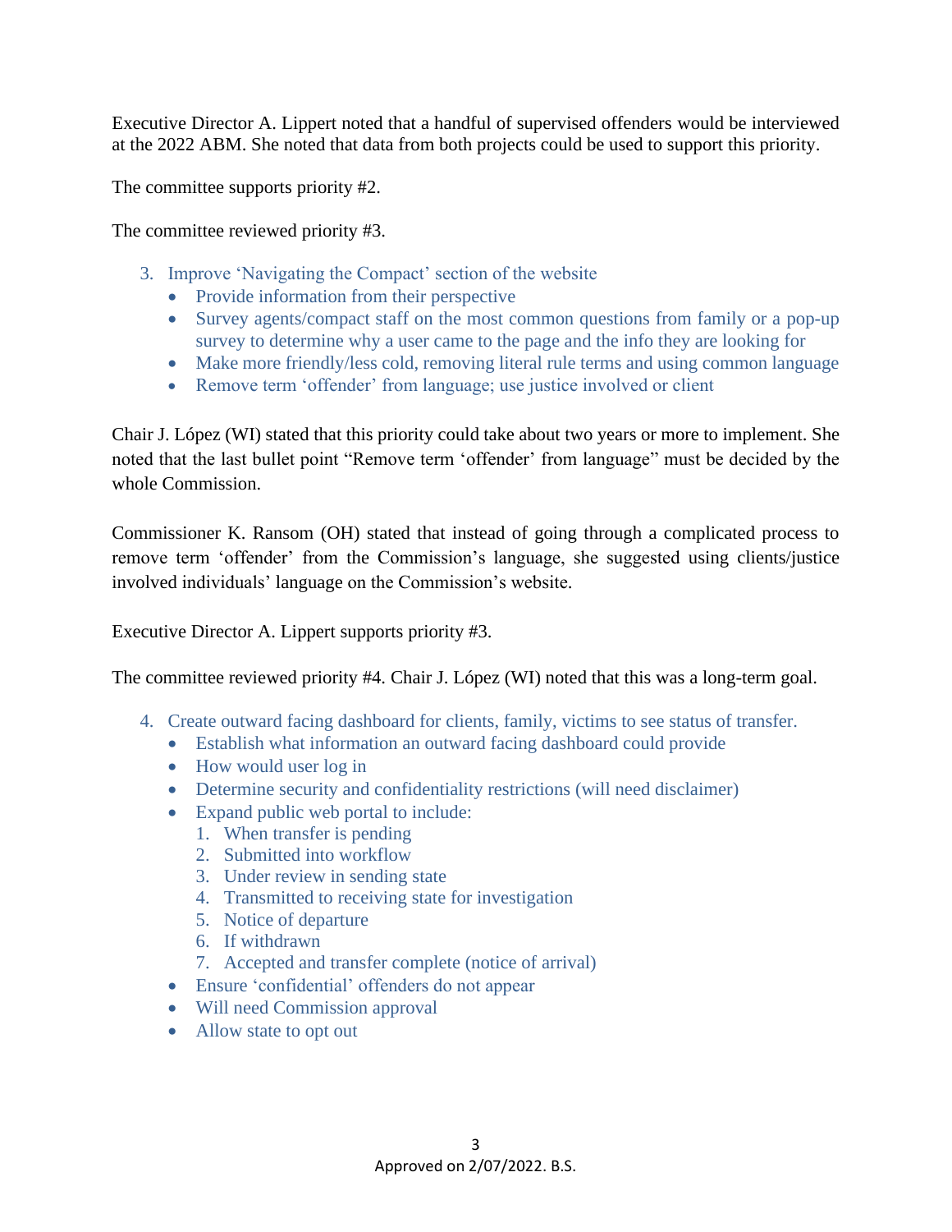Executive Director A. Lippert noted that a handful of supervised offenders would be interviewed at the 2022 ABM. She noted that data from both projects could be used to support this priority.

The committee supports priority #2.

The committee reviewed priority #3.

3. Improve 'Navigating the Compact' section of the website
   - Provide information from their perspective
   - Survey agents/compact staff on the most common questions from family or a pop-up survey to determine why a user came to the page and the info they are looking for
   - Make more friendly/less cold, removing literal rule terms and using common language
   - Remove term 'offender' from language; use justice involved or client

Chair J. López (WI) stated that this priority could take about two years or more to implement. She noted that the last bullet point "Remove term 'offender' from language" must be decided by the whole Commission.

Commissioner K. Ransom (OH) stated that instead of going through a complicated process to remove term 'offender' from the Commission's language, she suggested using clients/justice involved individuals' language on the Commission's website.

Executive Director A. Lippert supports priority #3.

The committee reviewed priority #4. Chair J. López (WI) noted that this was a long-term goal.

4. Create outward facing dashboard for clients, family, victims to see status of transfer.
   - Establish what information an outward facing dashboard could provide
   - How would user log in
   - Determine security and confidentiality restrictions (will need disclaimer)
   - Expand public web portal to include:
     1. When transfer is pending
     2. Submitted into workflow
     3. Under review in sending state
     4. Transmitted to receiving state for investigation
     5. Notice of departure
     6. If withdrawn
     7. Accepted and transfer complete (notice of arrival)
   - Ensure 'confidential' offenders do not appear
   - Will need Commission approval
   - Allow state to opt out

Approved on 2/07/2022. B.S.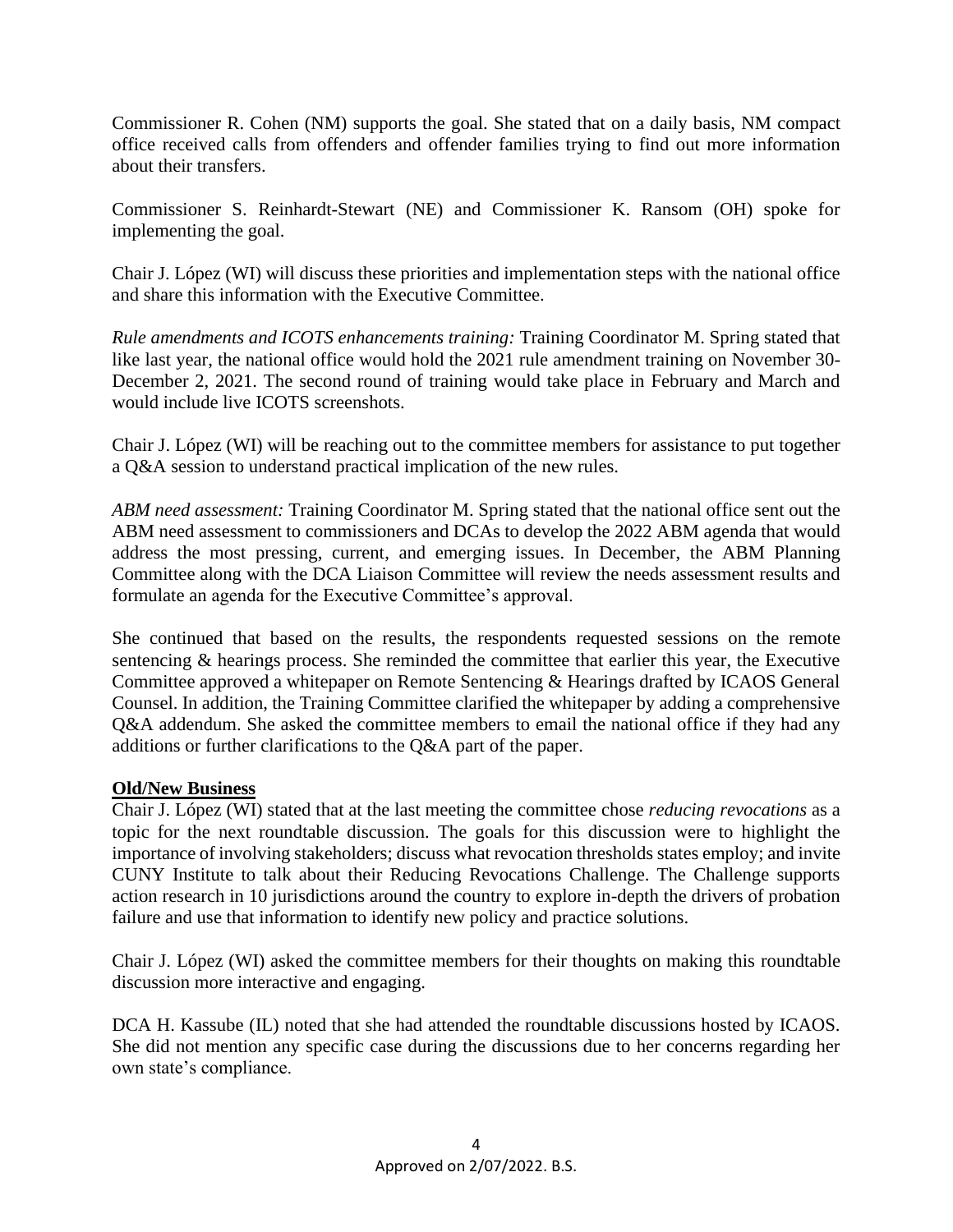Commissioner R. Cohen (NM) supports the goal. She stated that on a daily basis, NM compact office received calls from offenders and offender families trying to find out more information about their transfers.

Commissioner S. Reinhardt-Stewart (NE) and Commissioner K. Ransom (OH) spoke for implementing the goal.

Chair J. López (WI) will discuss these priorities and implementation steps with the national office and share this information with the Executive Committee.

*Rule amendments and ICOTS enhancements training:* Training Coordinator M. Spring stated that like last year, the national office would hold the 2021 rule amendment training on November 30-December 2, 2021. The second round of training would take place in February and March and would include live ICOTS screenshots.

Chair J. López (WI) will be reaching out to the committee members for assistance to put together a Q&A session to understand practical implication of the new rules.

*ABM need assessment:* Training Coordinator M. Spring stated that the national office sent out the ABM need assessment to commissioners and DCAs to develop the 2022 ABM agenda that would address the most pressing, current, and emerging issues. In December, the ABM Planning Committee along with the DCA Liaison Committee will review the needs assessment results and formulate an agenda for the Executive Committee's approval.

She continued that based on the results, the respondents requested sessions on the remote sentencing & hearings process. She reminded the committee that earlier this year, the Executive Committee approved a whitepaper on Remote Sentencing & Hearings drafted by ICAOS General Counsel. In addition, the Training Committee clarified the whitepaper by adding a comprehensive Q&A addendum. She asked the committee members to email the national office if they had any additions or further clarifications to the Q&A part of the paper.

**Old/New Business**

Chair J. López (WI) stated that at the last meeting the committee chose *reducing revocations* as a topic for the next roundtable discussion. The goals for this discussion were to highlight the importance of involving stakeholders; discuss what revocation thresholds states employ; and invite CUNY Institute to talk about their Reducing Revocations Challenge. The Challenge supports action research in 10 jurisdictions around the country to explore in-depth the drivers of probation failure and use that information to identify new policy and practice solutions.

Chair J. López (WI) asked the committee members for their thoughts on making this roundtable discussion more interactive and engaging.

DCA H. Kassube (IL) noted that she had attended the roundtable discussions hosted by ICAOS. She did not mention any specific case during the discussions due to her concerns regarding her own state's compliance.

Approved on 2/07/2022. B.S.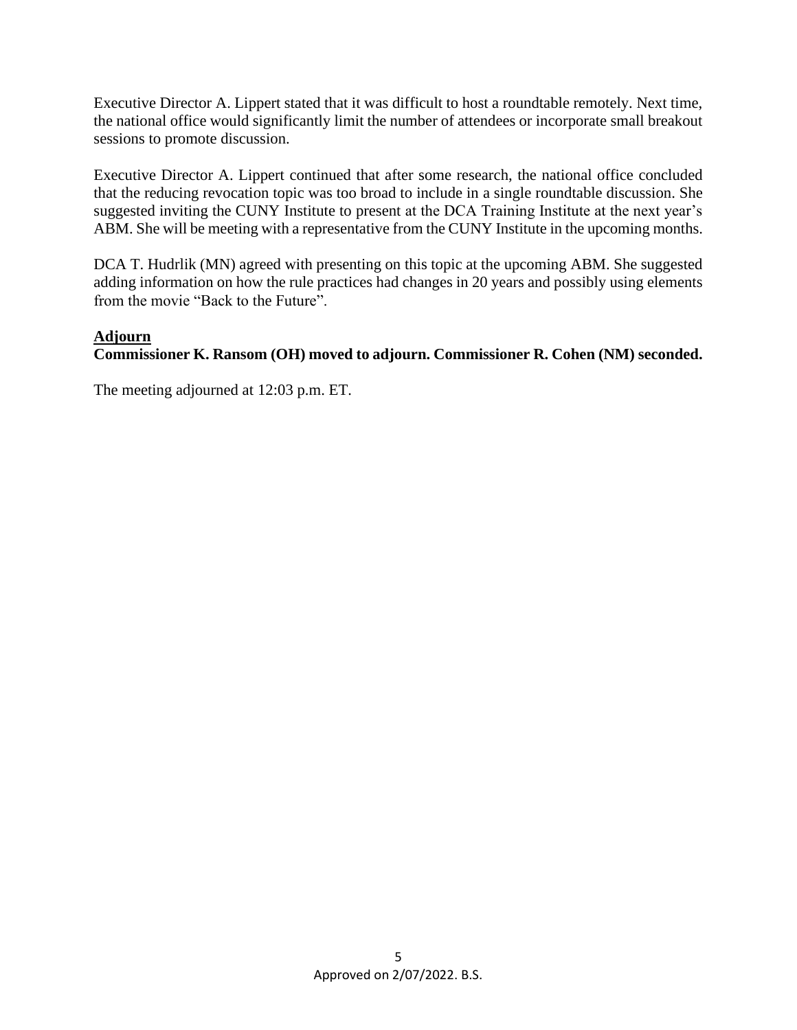Executive Director A. Lippert stated that it was difficult to host a roundtable remotely. Next time, the national office would significantly limit the number of attendees or incorporate small breakout sessions to promote discussion.

Executive Director A. Lippert continued that after some research, the national office concluded that the reducing revocation topic was too broad to include in a single roundtable discussion. She suggested inviting the CUNY Institute to present at the DCA Training Institute at the next year's ABM. She will be meeting with a representative from the CUNY Institute in the upcoming months.

DCA T. Hudrlik (MN) agreed with presenting on this topic at the upcoming ABM. She suggested adding information on how the rule practices had changes in 20 years and possibly using elements from the movie "Back to the Future".

## Adjourn

**Commissioner K. Ransom (OH) moved to adjourn. Commissioner R. Cohen (NM) seconded.**

The meeting adjourned at 12:03 p.m. ET.

Approved on 2/07/2022. B.S.